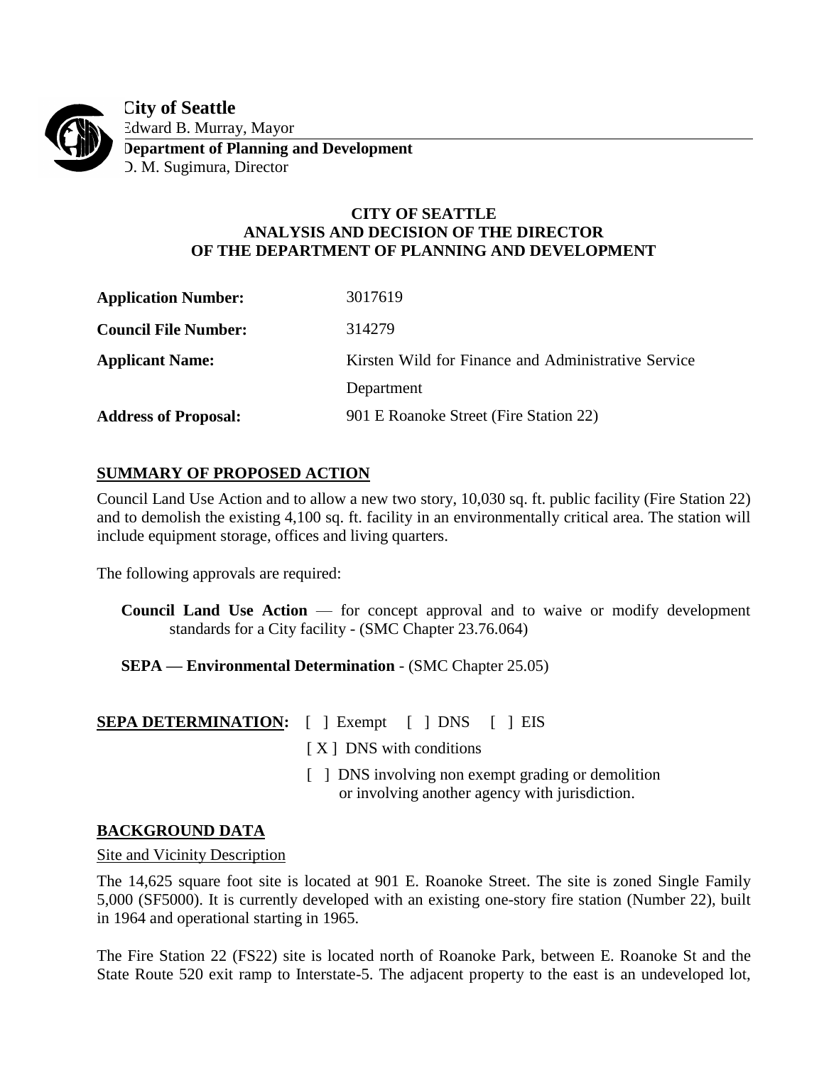**City of Seattle**
Edward B. Murray, Mayor
**Department of Planning and Development**
D. M. Sugimura, Director

# CITY OF SEATTLE
# ANALYSIS AND DECISION OF THE DIRECTOR
# OF THE DEPARTMENT OF PLANNING AND DEVELOPMENT

| | |
|---|---|
| **Application Number:** | 3017619 |
| **Council File Number:** | 314279 |
| **Applicant Name:** | Kirsten Wild for Finance and Administrative Service Department |
| **Address of Proposal:** | 901 E Roanoke Street (Fire Station 22) |

## SUMMARY OF PROPOSED ACTION

Council Land Use Action and to allow a new two story, 10,030 sq. ft. public facility (Fire Station 22) and to demolish the existing 4,100 sq. ft. facility in an environmentally critical area. The station will include equipment storage, offices and living quarters.

The following approvals are required:

**Council Land Use Action** — for concept approval and to waive or modify development standards for a City facility - (SMC Chapter 23.76.064)

**SEPA — Environmental Determination** - (SMC Chapter 25.05)

**SEPA DETERMINATION:** [ ] Exempt [ ] DNS [ ] EIS

[X] DNS with conditions

[ ] DNS involving non exempt grading or demolition or involving another agency with jurisdiction.

## BACKGROUND DATA

Site and Vicinity Description

The 14,625 square foot site is located at 901 E. Roanoke Street. The site is zoned Single Family 5,000 (SF5000). It is currently developed with an existing one-story fire station (Number 22), built in 1964 and operational starting in 1965.

The Fire Station 22 (FS22) site is located north of Roanoke Park, between E. Roanoke St and the State Route 520 exit ramp to Interstate-5. The adjacent property to the east is an undeveloped lot,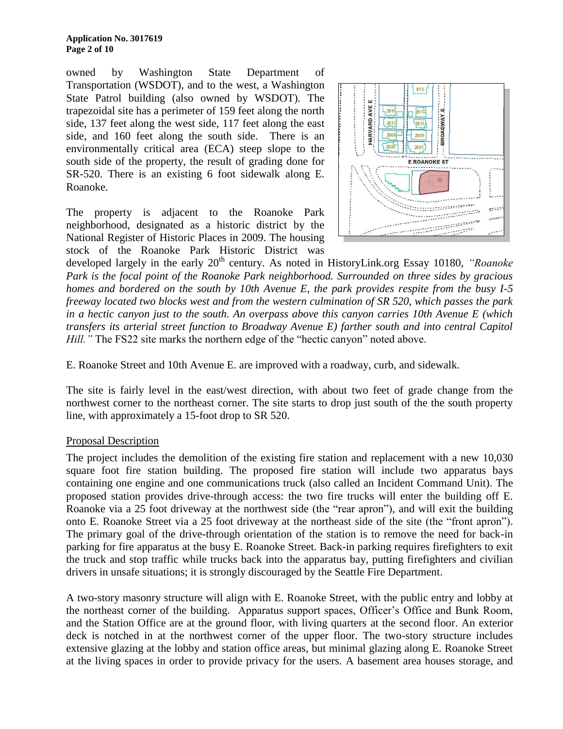owned by Washington State Department of Transportation (WSDOT), and to the west, a Washington State Patrol building (also owned by WSDOT). The trapezoidal site has a perimeter of 159 feet along the north side, 137 feet along the west side, 117 feet along the east side, and 160 feet along the south side. There is an environmentally critical area (ECA) steep slope to the south side of the property, the result of grading done for SR-520. There is an existing 6 foot sidewalk along E. Roanoke.

The property is adjacent to the Roanoke Park neighborhood, designated as a historic district by the National Register of Historic Places in 2009. The housing stock of the Roanoke Park Historic District was developed largely in the early 20th century. As noted in HistoryLink.org Essay 10180, *"Roanoke Park is the focal point of the Roanoke Park neighborhood. Surrounded on three sides by gracious homes and bordered on the south by 10th Avenue E, the park provides respite from the busy I-5 freeway located two blocks west and from the western culmination of SR 520, which passes the park in a hectic canyon just to the south. An overpass above this canyon carries 10th Avenue E (which transfers its arterial street function to Broadway Avenue E) farther south and into central Capitol Hill."* The FS22 site marks the northern edge of the "hectic canyon" noted above.

E. Roanoke Street and 10th Avenue E. are improved with a roadway, curb, and sidewalk.

The site is fairly level in the east/west direction, with about two feet of grade change from the northwest corner to the northeast corner. The site starts to drop just south of the the south property line, with approximately a 15-foot drop to SR 520.

## Proposal Description

The project includes the demolition of the existing fire station and replacement with a new 10,030 square foot fire station building. The proposed fire station will include two apparatus bays containing one engine and one communications truck (also called an Incident Command Unit). The proposed station provides drive-through access: the two fire trucks will enter the building off E. Roanoke via a 25 foot driveway at the northwest side (the "rear apron"), and will exit the building onto E. Roanoke Street via a 25 foot driveway at the northeast side of the site (the "front apron"). The primary goal of the drive-through orientation of the station is to remove the need for back-in parking for fire apparatus at the busy E. Roanoke Street. Back-in parking requires firefighters to exit the truck and stop traffic while trucks back into the apparatus bay, putting firefighters and civilian drivers in unsafe situations; it is strongly discouraged by the Seattle Fire Department.

A two-story masonry structure will align with E. Roanoke Street, with the public entry and lobby at the northeast corner of the building. Apparatus support spaces, Officer's Office and Bunk Room, and the Station Office are at the ground floor, with living quarters at the second floor. An exterior deck is notched in at the northwest corner of the upper floor. The two-story structure includes extensive glazing at the lobby and station office areas, but minimal glazing along E. Roanoke Street at the living spaces in order to provide privacy for the users. A basement area houses storage, and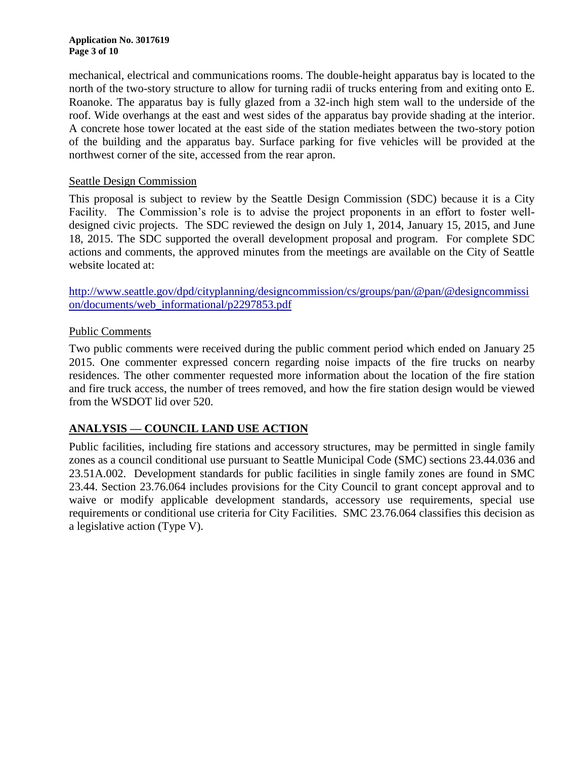mechanical, electrical and communications rooms. The double-height apparatus bay is located to the north of the two-story structure to allow for turning radii of trucks entering from and exiting onto E. Roanoke. The apparatus bay is fully glazed from a 32-inch high stem wall to the underside of the roof. Wide overhangs at the east and west sides of the apparatus bay provide shading at the interior. A concrete hose tower located at the east side of the station mediates between the two-story potion of the building and the apparatus bay. Surface parking for five vehicles will be provided at the northwest corner of the site, accessed from the rear apron.

Seattle Design Commission

This proposal is subject to review by the Seattle Design Commission (SDC) because it is a City Facility. The Commission's role is to advise the project proponents in an effort to foster well-designed civic projects. The SDC reviewed the design on July 1, 2014, January 15, 2015, and June 18, 2015. The SDC supported the overall development proposal and program. For complete SDC actions and comments, the approved minutes from the meetings are available on the City of Seattle website located at:

http://www.seattle.gov/dpd/cityplanning/designcommission/cs/groups/pan/@pan/@designcommission/documents/web_informational/p2297853.pdf

Public Comments

Two public comments were received during the public comment period which ended on January 25 2015. One commenter expressed concern regarding noise impacts of the fire trucks on nearby residences. The other commenter requested more information about the location of the fire station and fire truck access, the number of trees removed, and how the fire station design would be viewed from the WSDOT lid over 520.

## ANALYSIS — COUNCIL LAND USE ACTION

Public facilities, including fire stations and accessory structures, may be permitted in single family zones as a council conditional use pursuant to Seattle Municipal Code (SMC) sections 23.44.036 and 23.51A.002. Development standards for public facilities in single family zones are found in SMC 23.44. Section 23.76.064 includes provisions for the City Council to grant concept approval and to waive or modify applicable development standards, accessory use requirements, special use requirements or conditional use criteria for City Facilities. SMC 23.76.064 classifies this decision as a legislative action (Type V).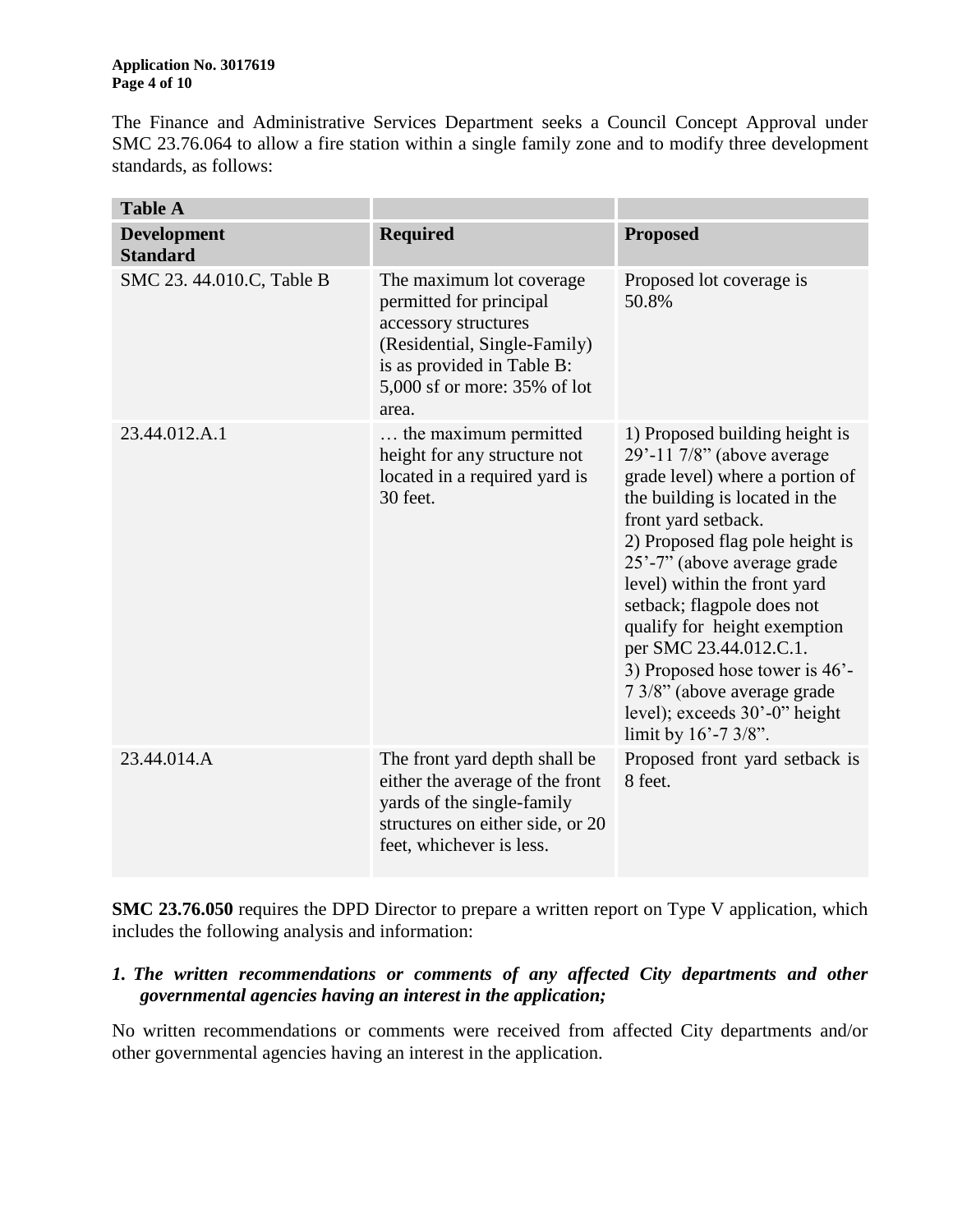The Finance and Administrative Services Department seeks a Council Concept Approval under SMC 23.76.064 to allow a fire station within a single family zone and to modify three development standards, as follows:

| Table A | | |
|---|---|---|
| **Development Standard** | **Required** | **Proposed** |
| SMC 23. 44.010.C, Table B | The maximum lot coverage permitted for principal accessory structures (Residential, Single-Family) is as provided in Table B: 5,000 sf or more: 35% of lot area. | Proposed lot coverage is 50.8% |
| 23.44.012.A.1 | … the maximum permitted height for any structure not located in a required yard is 30 feet. | 1) Proposed building height is 29'-11 7/8" (above average grade level) where a portion of the building is located in the front yard setback.<br>2) Proposed flag pole height is 25'-7" (above average grade level) within the front yard setback; flagpole does not qualify for height exemption per SMC 23.44.012.C.1.<br>3) Proposed hose tower is 46'-7 3/8" (above average grade level); exceeds 30'-0" height limit by 16'-7 3/8". |
| 23.44.014.A | The front yard depth shall be either the average of the front yards of the single-family structures on either side, or 20 feet, whichever is less. | Proposed front yard setback is 8 feet. |

**SMC 23.76.050** requires the DPD Director to prepare a written report on Type V application, which includes the following analysis and information:

***1. The written recommendations or comments of any affected City departments and other governmental agencies having an interest in the application;***

No written recommendations or comments were received from affected City departments and/or other governmental agencies having an interest in the application.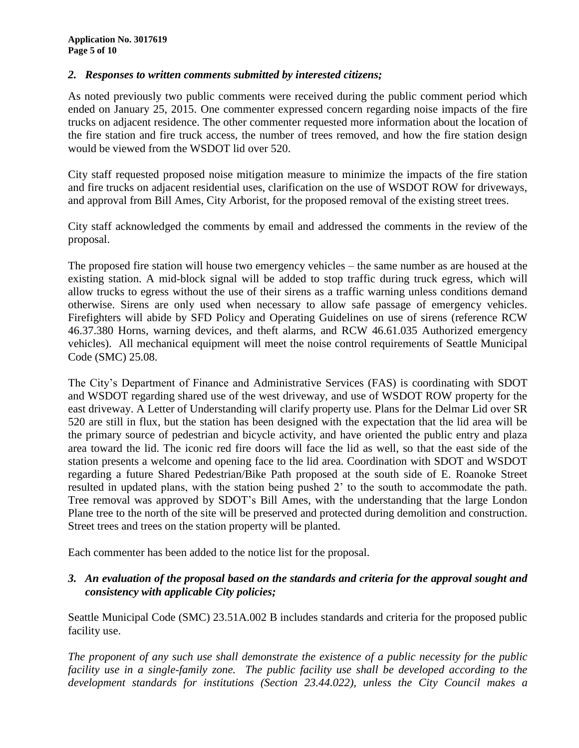### *2. Responses to written comments submitted by interested citizens;*

As noted previously two public comments were received during the public comment period which ended on January 25, 2015. One commenter expressed concern regarding noise impacts of the fire trucks on adjacent residence. The other commenter requested more information about the location of the fire station and fire truck access, the number of trees removed, and how the fire station design would be viewed from the WSDOT lid over 520.

City staff requested proposed noise mitigation measure to minimize the impacts of the fire station and fire trucks on adjacent residential uses, clarification on the use of WSDOT ROW for driveways, and approval from Bill Ames, City Arborist, for the proposed removal of the existing street trees.

City staff acknowledged the comments by email and addressed the comments in the review of the proposal.

The proposed fire station will house two emergency vehicles – the same number as are housed at the existing station. A mid-block signal will be added to stop traffic during truck egress, which will allow trucks to egress without the use of their sirens as a traffic warning unless conditions demand otherwise. Sirens are only used when necessary to allow safe passage of emergency vehicles. Firefighters will abide by SFD Policy and Operating Guidelines on use of sirens (reference RCW 46.37.380 Horns, warning devices, and theft alarms, and RCW 46.61.035 Authorized emergency vehicles). All mechanical equipment will meet the noise control requirements of Seattle Municipal Code (SMC) 25.08.

The City's Department of Finance and Administrative Services (FAS) is coordinating with SDOT and WSDOT regarding shared use of the west driveway, and use of WSDOT ROW property for the east driveway. A Letter of Understanding will clarify property use. Plans for the Delmar Lid over SR 520 are still in flux, but the station has been designed with the expectation that the lid area will be the primary source of pedestrian and bicycle activity, and have oriented the public entry and plaza area toward the lid. The iconic red fire doors will face the lid as well, so that the east side of the station presents a welcome and opening face to the lid area. Coordination with SDOT and WSDOT regarding a future Shared Pedestrian/Bike Path proposed at the south side of E. Roanoke Street resulted in updated plans, with the station being pushed 2' to the south to accommodate the path. Tree removal was approved by SDOT's Bill Ames, with the understanding that the large London Plane tree to the north of the site will be preserved and protected during demolition and construction. Street trees and trees on the station property will be planted.

Each commenter has been added to the notice list for the proposal.

### *3. An evaluation of the proposal based on the standards and criteria for the approval sought and consistency with applicable City policies;*

Seattle Municipal Code (SMC) 23.51A.002 B includes standards and criteria for the proposed public facility use.

*The proponent of any such use shall demonstrate the existence of a public necessity for the public facility use in a single-family zone. The public facility use shall be developed according to the development standards for institutions (Section 23.44.022), unless the City Council makes a*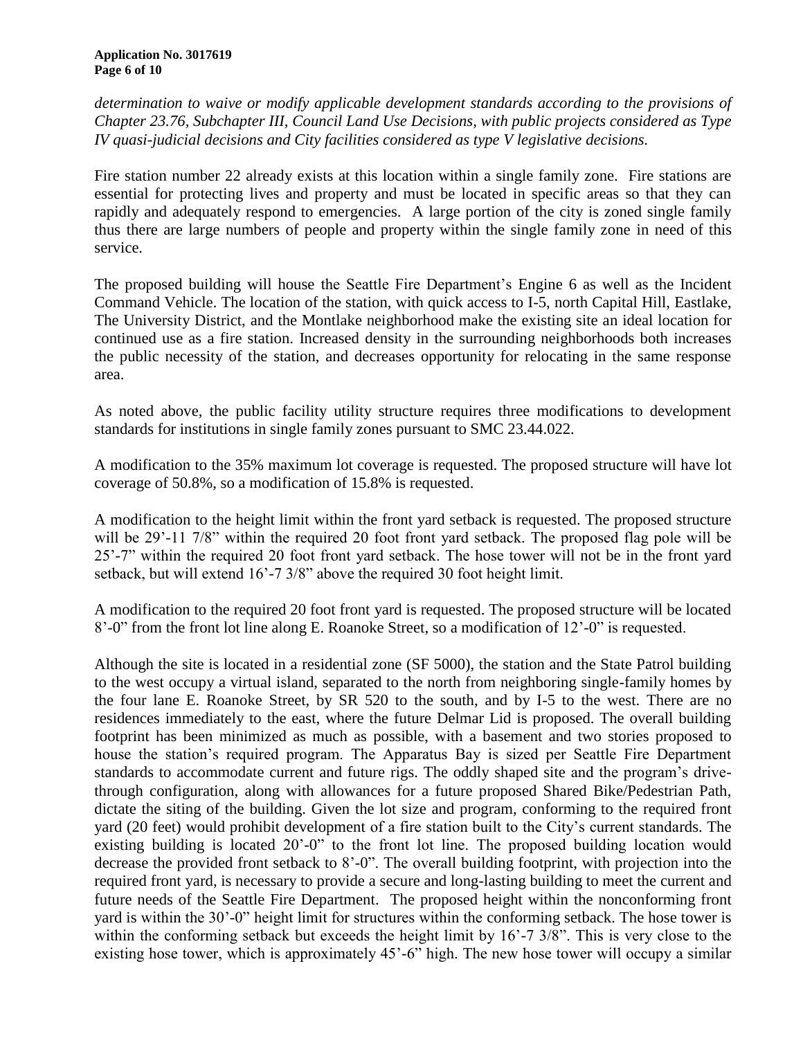*determination to waive or modify applicable development standards according to the provisions of Chapter 23.76, Subchapter III, Council Land Use Decisions, with public projects considered as Type IV quasi-judicial decisions and City facilities considered as type V legislative decisions.*

Fire station number 22 already exists at this location within a single family zone. Fire stations are essential for protecting lives and property and must be located in specific areas so that they can rapidly and adequately respond to emergencies. A large portion of the city is zoned single family thus there are large numbers of people and property within the single family zone in need of this service.

The proposed building will house the Seattle Fire Department's Engine 6 as well as the Incident Command Vehicle. The location of the station, with quick access to I-5, north Capital Hill, Eastlake, The University District, and the Montlake neighborhood make the existing site an ideal location for continued use as a fire station. Increased density in the surrounding neighborhoods both increases the public necessity of the station, and decreases opportunity for relocating in the same response area.

As noted above, the public facility utility structure requires three modifications to development standards for institutions in single family zones pursuant to SMC 23.44.022.

A modification to the 35% maximum lot coverage is requested. The proposed structure will have lot coverage of 50.8%, so a modification of 15.8% is requested.

A modification to the height limit within the front yard setback is requested. The proposed structure will be 29'-11 7/8" within the required 20 foot front yard setback. The proposed flag pole will be 25'-7" within the required 20 foot front yard setback. The hose tower will not be in the front yard setback, but will extend 16'-7 3/8" above the required 30 foot height limit.

A modification to the required 20 foot front yard is requested. The proposed structure will be located 8'-0" from the front lot line along E. Roanoke Street, so a modification of 12'-0" is requested.

Although the site is located in a residential zone (SF 5000), the station and the State Patrol building to the west occupy a virtual island, separated to the north from neighboring single-family homes by the four lane E. Roanoke Street, by SR 520 to the south, and by I-5 to the west. There are no residences immediately to the east, where the future Delmar Lid is proposed. The overall building footprint has been minimized as much as possible, with a basement and two stories proposed to house the station's required program. The Apparatus Bay is sized per Seattle Fire Department standards to accommodate current and future rigs. The oddly shaped site and the program's drive-through configuration, along with allowances for a future proposed Shared Bike/Pedestrian Path, dictate the siting of the building. Given the lot size and program, conforming to the required front yard (20 feet) would prohibit development of a fire station built to the City's current standards. The existing building is located 20'-0" to the front lot line. The proposed building location would decrease the provided front setback to 8'-0". The overall building footprint, with projection into the required front yard, is necessary to provide a secure and long-lasting building to meet the current and future needs of the Seattle Fire Department. The proposed height within the nonconforming front yard is within the 30'-0" height limit for structures within the conforming setback. The hose tower is within the conforming setback but exceeds the height limit by 16'-7 3/8". This is very close to the existing hose tower, which is approximately 45'-6" high. The new hose tower will occupy a similar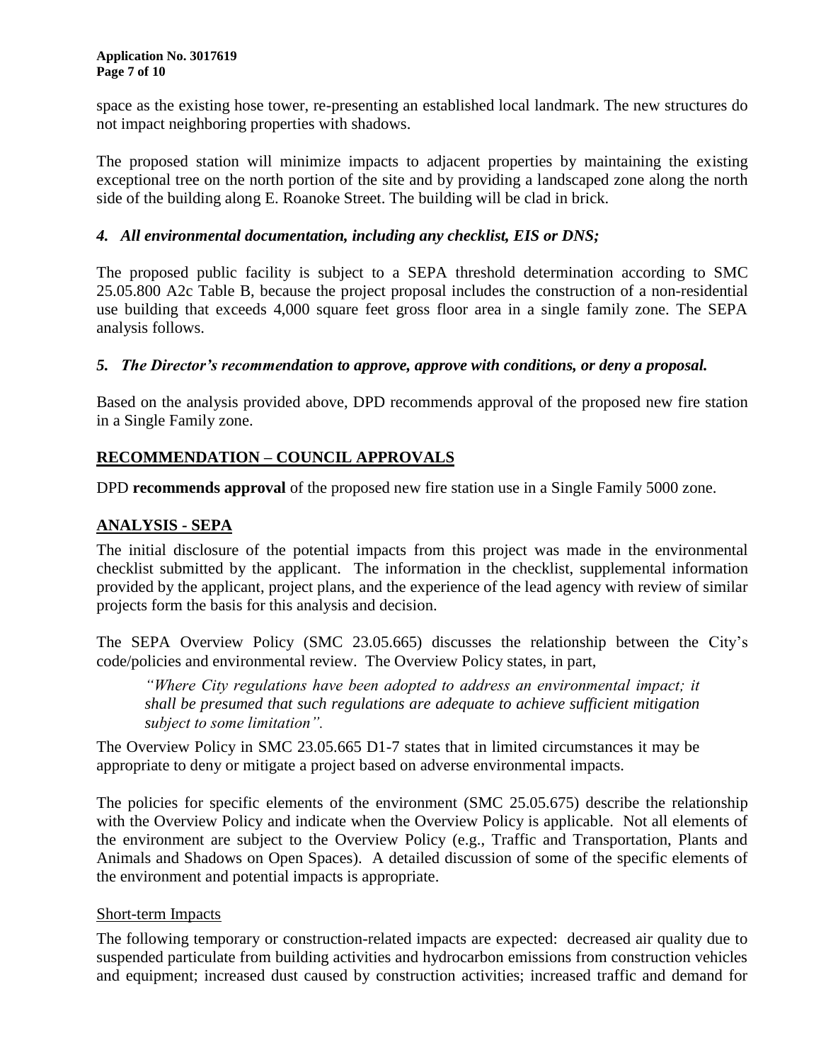space as the existing hose tower, re-presenting an established local landmark. The new structures do not impact neighboring properties with shadows.

The proposed station will minimize impacts to adjacent properties by maintaining the existing exceptional tree on the north portion of the site and by providing a landscaped zone along the north side of the building along E. Roanoke Street. The building will be clad in brick.

### *4. All environmental documentation, including any checklist, EIS or DNS;*

The proposed public facility is subject to a SEPA threshold determination according to SMC 25.05.800 A2c Table B, because the project proposal includes the construction of a non-residential use building that exceeds 4,000 square feet gross floor area in a single family zone. The SEPA analysis follows.

### *5. The Director's recommendation to approve, approve with conditions, or deny a proposal.*

Based on the analysis provided above, DPD recommends approval of the proposed new fire station in a Single Family zone.

## RECOMMENDATION – COUNCIL APPROVALS

DPD **recommends approval** of the proposed new fire station use in a Single Family 5000 zone.

## ANALYSIS - SEPA

The initial disclosure of the potential impacts from this project was made in the environmental checklist submitted by the applicant. The information in the checklist, supplemental information provided by the applicant, project plans, and the experience of the lead agency with review of similar projects form the basis for this analysis and decision.

The SEPA Overview Policy (SMC 23.05.665) discusses the relationship between the City's code/policies and environmental review. The Overview Policy states, in part,

> *"Where City regulations have been adopted to address an environmental impact; it shall be presumed that such regulations are adequate to achieve sufficient mitigation subject to some limitation".*

The Overview Policy in SMC 23.05.665 D1-7 states that in limited circumstances it may be appropriate to deny or mitigate a project based on adverse environmental impacts.

The policies for specific elements of the environment (SMC 25.05.675) describe the relationship with the Overview Policy and indicate when the Overview Policy is applicable. Not all elements of the environment are subject to the Overview Policy (e.g., Traffic and Transportation, Plants and Animals and Shadows on Open Spaces). A detailed discussion of some of the specific elements of the environment and potential impacts is appropriate.

### Short-term Impacts

The following temporary or construction-related impacts are expected: decreased air quality due to suspended particulate from building activities and hydrocarbon emissions from construction vehicles and equipment; increased dust caused by construction activities; increased traffic and demand for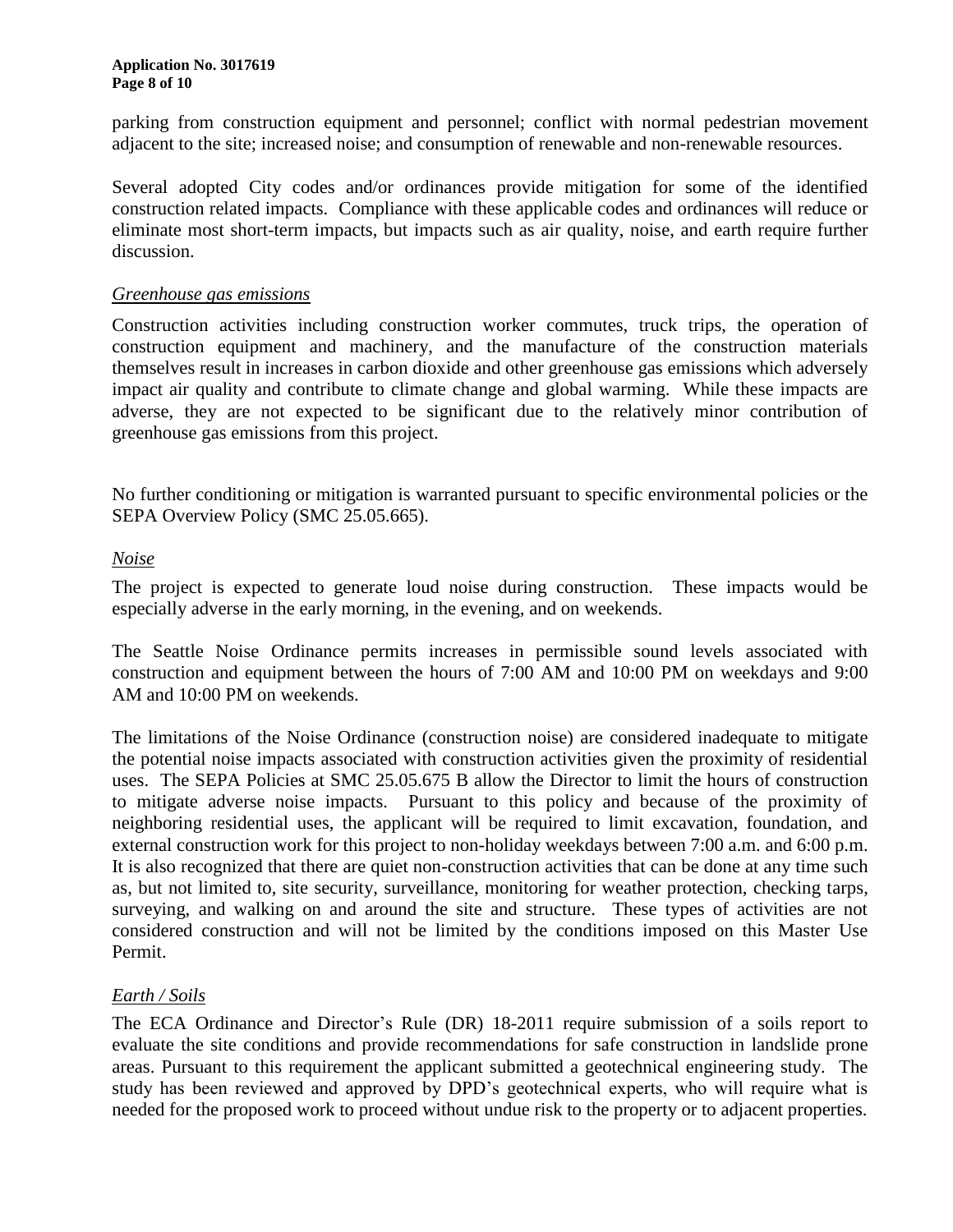parking from construction equipment and personnel; conflict with normal pedestrian movement adjacent to the site; increased noise; and consumption of renewable and non-renewable resources.

Several adopted City codes and/or ordinances provide mitigation for some of the identified construction related impacts. Compliance with these applicable codes and ordinances will reduce or eliminate most short-term impacts, but impacts such as air quality, noise, and earth require further discussion.

*Greenhouse gas emissions*

Construction activities including construction worker commutes, truck trips, the operation of construction equipment and machinery, and the manufacture of the construction materials themselves result in increases in carbon dioxide and other greenhouse gas emissions which adversely impact air quality and contribute to climate change and global warming. While these impacts are adverse, they are not expected to be significant due to the relatively minor contribution of greenhouse gas emissions from this project.

No further conditioning or mitigation is warranted pursuant to specific environmental policies or the SEPA Overview Policy (SMC 25.05.665).

*Noise*

The project is expected to generate loud noise during construction. These impacts would be especially adverse in the early morning, in the evening, and on weekends.

The Seattle Noise Ordinance permits increases in permissible sound levels associated with construction and equipment between the hours of 7:00 AM and 10:00 PM on weekdays and 9:00 AM and 10:00 PM on weekends.

The limitations of the Noise Ordinance (construction noise) are considered inadequate to mitigate the potential noise impacts associated with construction activities given the proximity of residential uses. The SEPA Policies at SMC 25.05.675 B allow the Director to limit the hours of construction to mitigate adverse noise impacts. Pursuant to this policy and because of the proximity of neighboring residential uses, the applicant will be required to limit excavation, foundation, and external construction work for this project to non-holiday weekdays between 7:00 a.m. and 6:00 p.m. It is also recognized that there are quiet non-construction activities that can be done at any time such as, but not limited to, site security, surveillance, monitoring for weather protection, checking tarps, surveying, and walking on and around the site and structure. These types of activities are not considered construction and will not be limited by the conditions imposed on this Master Use Permit.

*Earth / Soils*

The ECA Ordinance and Director's Rule (DR) 18-2011 require submission of a soils report to evaluate the site conditions and provide recommendations for safe construction in landslide prone areas. Pursuant to this requirement the applicant submitted a geotechnical engineering study. The study has been reviewed and approved by DPD's geotechnical experts, who will require what is needed for the proposed work to proceed without undue risk to the property or to adjacent properties.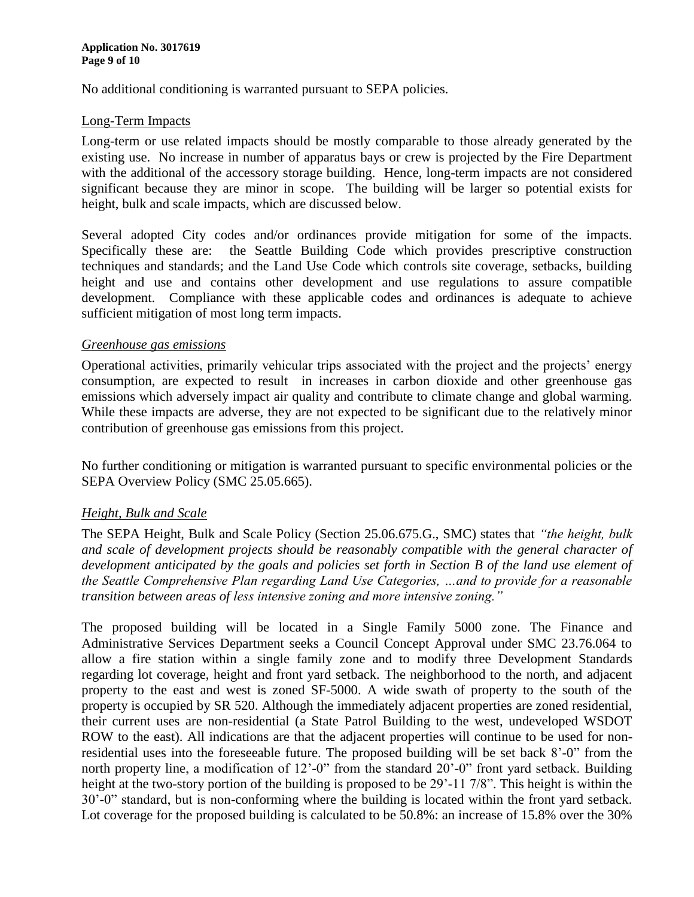No additional conditioning is warranted pursuant to SEPA policies.

## Long-Term Impacts

Long-term or use related impacts should be mostly comparable to those already generated by the existing use. No increase in number of apparatus bays or crew is projected by the Fire Department with the additional of the accessory storage building. Hence, long-term impacts are not considered significant because they are minor in scope. The building will be larger so potential exists for height, bulk and scale impacts, which are discussed below.

Several adopted City codes and/or ordinances provide mitigation for some of the impacts. Specifically these are: the Seattle Building Code which provides prescriptive construction techniques and standards; and the Land Use Code which controls site coverage, setbacks, building height and use and contains other development and use regulations to assure compatible development. Compliance with these applicable codes and ordinances is adequate to achieve sufficient mitigation of most long term impacts.

### *Greenhouse gas emissions*

Operational activities, primarily vehicular trips associated with the project and the projects' energy consumption, are expected to result in increases in carbon dioxide and other greenhouse gas emissions which adversely impact air quality and contribute to climate change and global warming. While these impacts are adverse, they are not expected to be significant due to the relatively minor contribution of greenhouse gas emissions from this project.

No further conditioning or mitigation is warranted pursuant to specific environmental policies or the SEPA Overview Policy (SMC 25.05.665).

### *Height, Bulk and Scale*

The SEPA Height, Bulk and Scale Policy (Section 25.06.675.G., SMC) states that *"the height, bulk and scale of development projects should be reasonably compatible with the general character of development anticipated by the goals and policies set forth in Section B of the land use element of the Seattle Comprehensive Plan regarding Land Use Categories, …and to provide for a reasonable transition between areas of less intensive zoning and more intensive zoning."*

The proposed building will be located in a Single Family 5000 zone. The Finance and Administrative Services Department seeks a Council Concept Approval under SMC 23.76.064 to allow a fire station within a single family zone and to modify three Development Standards regarding lot coverage, height and front yard setback. The neighborhood to the north, and adjacent property to the east and west is zoned SF-5000. A wide swath of property to the south of the property is occupied by SR 520. Although the immediately adjacent properties are zoned residential, their current uses are non-residential (a State Patrol Building to the west, undeveloped WSDOT ROW to the east). All indications are that the adjacent properties will continue to be used for non-residential uses into the foreseeable future. The proposed building will be set back 8'-0" from the north property line, a modification of 12'-0" from the standard 20'-0" front yard setback. Building height at the two-story portion of the building is proposed to be 29'-11 7/8". This height is within the 30'-0" standard, but is non-conforming where the building is located within the front yard setback. Lot coverage for the proposed building is calculated to be 50.8%: an increase of 15.8% over the 30%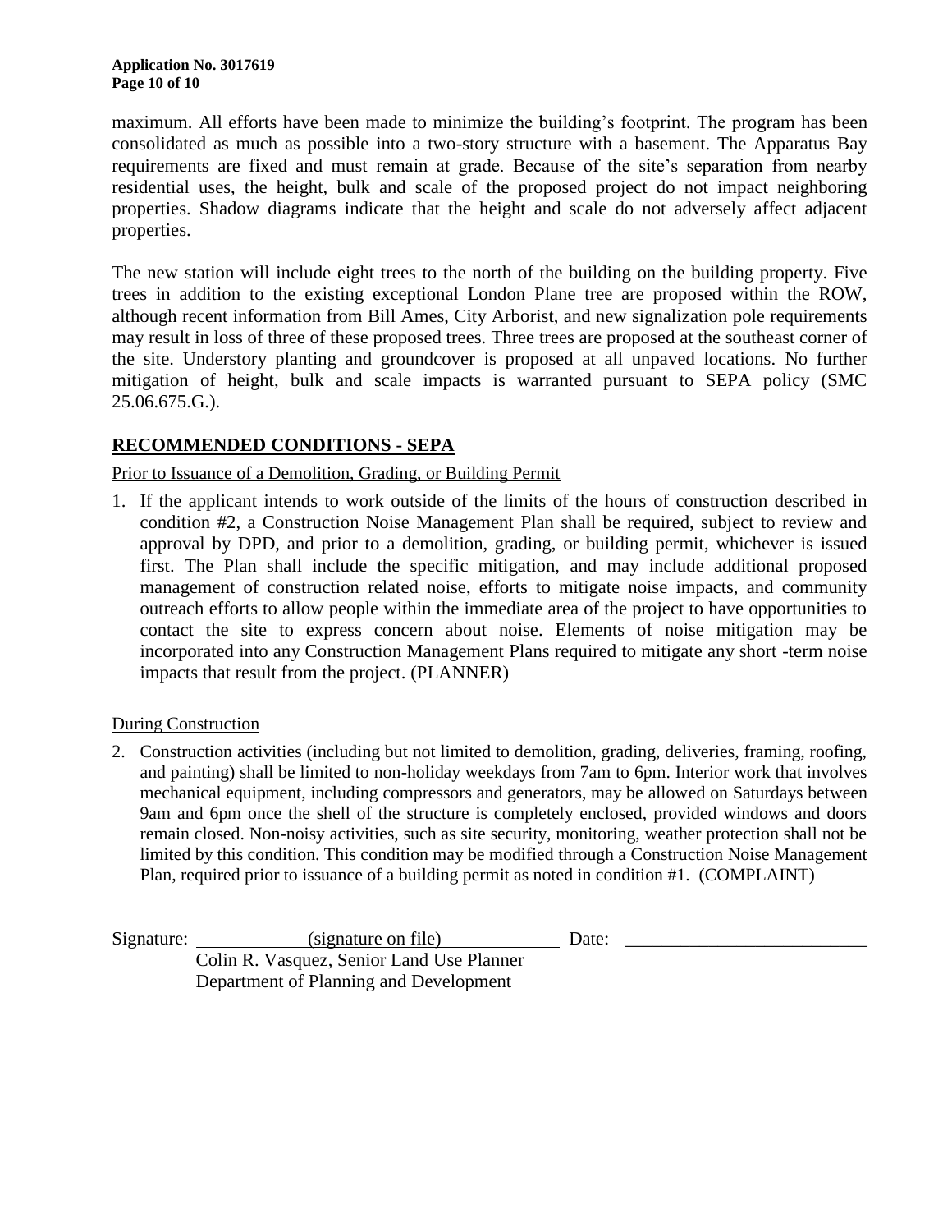maximum. All efforts have been made to minimize the building's footprint. The program has been consolidated as much as possible into a two-story structure with a basement. The Apparatus Bay requirements are fixed and must remain at grade. Because of the site's separation from nearby residential uses, the height, bulk and scale of the proposed project do not impact neighboring properties. Shadow diagrams indicate that the height and scale do not adversely affect adjacent properties.

The new station will include eight trees to the north of the building on the building property. Five trees in addition to the existing exceptional London Plane tree are proposed within the ROW, although recent information from Bill Ames, City Arborist, and new signalization pole requirements may result in loss of three of these proposed trees. Three trees are proposed at the southeast corner of the site. Understory planting and groundcover is proposed at all unpaved locations. No further mitigation of height, bulk and scale impacts is warranted pursuant to SEPA policy (SMC 25.06.675.G.).

## RECOMMENDED CONDITIONS - SEPA

Prior to Issuance of a Demolition, Grading, or Building Permit

1. If the applicant intends to work outside of the limits of the hours of construction described in condition #2, a Construction Noise Management Plan shall be required, subject to review and approval by DPD, and prior to a demolition, grading, or building permit, whichever is issued first. The Plan shall include the specific mitigation, and may include additional proposed management of construction related noise, efforts to mitigate noise impacts, and community outreach efforts to allow people within the immediate area of the project to have opportunities to contact the site to express concern about noise. Elements of noise mitigation may be incorporated into any Construction Management Plans required to mitigate any short -term noise impacts that result from the project. (PLANNER)

During Construction

2. Construction activities (including but not limited to demolition, grading, deliveries, framing, roofing, and painting) shall be limited to non-holiday weekdays from 7am to 6pm. Interior work that involves mechanical equipment, including compressors and generators, may be allowed on Saturdays between 9am and 6pm once the shell of the structure is completely enclosed, provided windows and doors remain closed. Non-noisy activities, such as site security, monitoring, weather protection shall not be limited by this condition. This condition may be modified through a Construction Noise Management Plan, required prior to issuance of a building permit as noted in condition #1. (COMPLAINT)

Signature: (signature on file) Date: ______________________

Colin R. Vasquez, Senior Land Use Planner
Department of Planning and Development